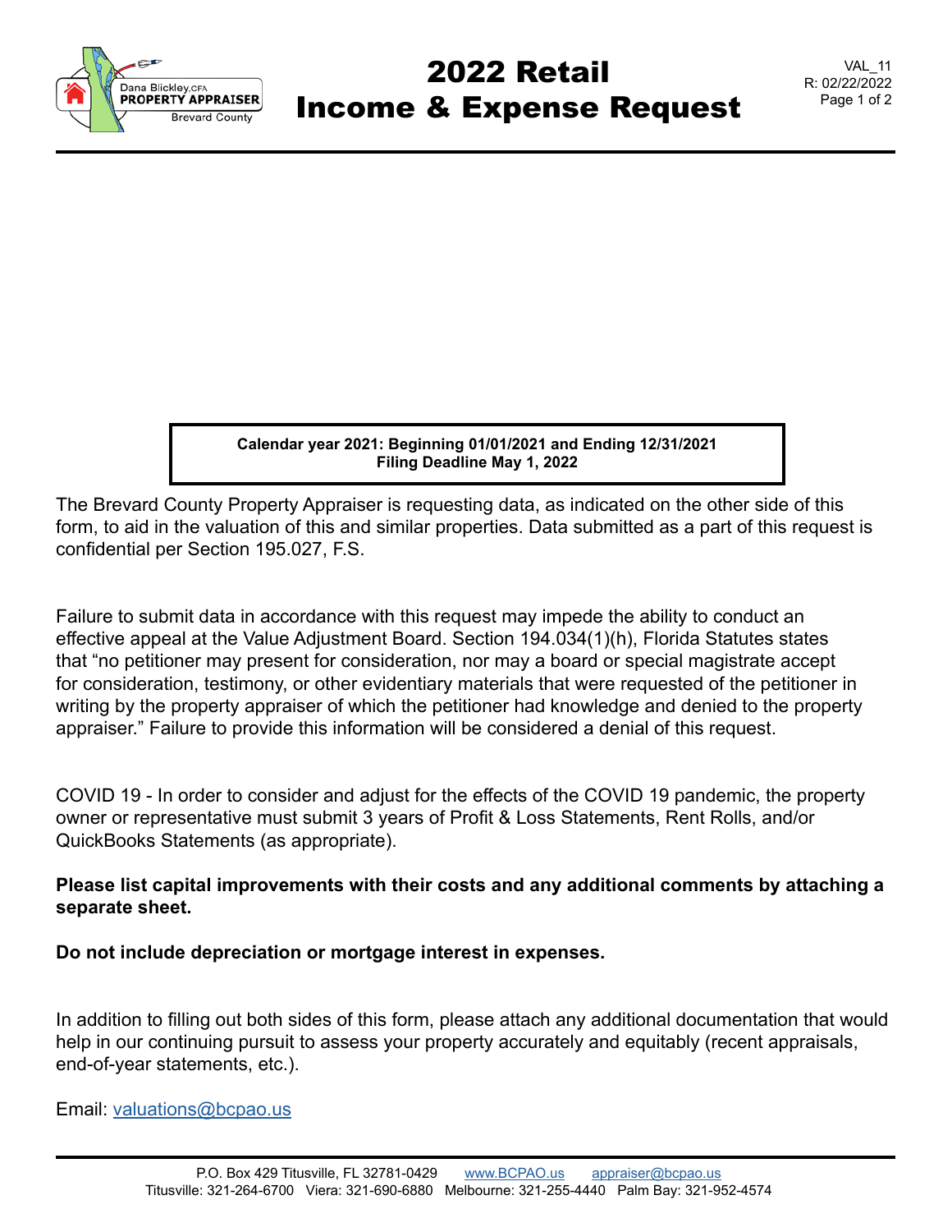# 2022 Retail Income & Expense Request

VAL_11
R: 02/22/2022

**Calendar year 2021: Beginning 01/01/2021 and Ending 12/31/2021**
**Filing Deadline May 1, 2022**

The Brevard County Property Appraiser is requesting data, as indicated on the other side of this form, to aid in the valuation of this and similar properties. Data submitted as a part of this request is confidential per Section 195.027, F.S.

Failure to submit data in accordance with this request may impede the ability to conduct an effective appeal at the Value Adjustment Board. Section 194.034(1)(h), Florida Statutes states that "no petitioner may present for consideration, nor may a board or special magistrate accept for consideration, testimony, or other evidentiary materials that were requested of the petitioner in writing by the property appraiser of which the petitioner had knowledge and denied to the property appraiser." Failure to provide this information will be considered a denial of this request.

COVID 19 - In order to consider and adjust for the effects of the COVID 19 pandemic, the property owner or representative must submit 3 years of Profit & Loss Statements, Rent Rolls, and/or QuickBooks Statements (as appropriate).

**Please list capital improvements with their costs and any additional comments by attaching a separate sheet.**

**Do not include depreciation or mortgage interest in expenses.**

In addition to filling out both sides of this form, please attach any additional documentation that would help in our continuing pursuit to assess your property accurately and equitably (recent appraisals, end-of-year statements, etc.).

Email: valuations@bcpao.us

P.O. Box 429 Titusville, FL 32781-0429 www.BCPAO.us appraiser@bcpao.us
Titusville: 321-264-6700 Viera: 321-690-6880 Melbourne: 321-255-4440 Palm Bay: 321-952-4574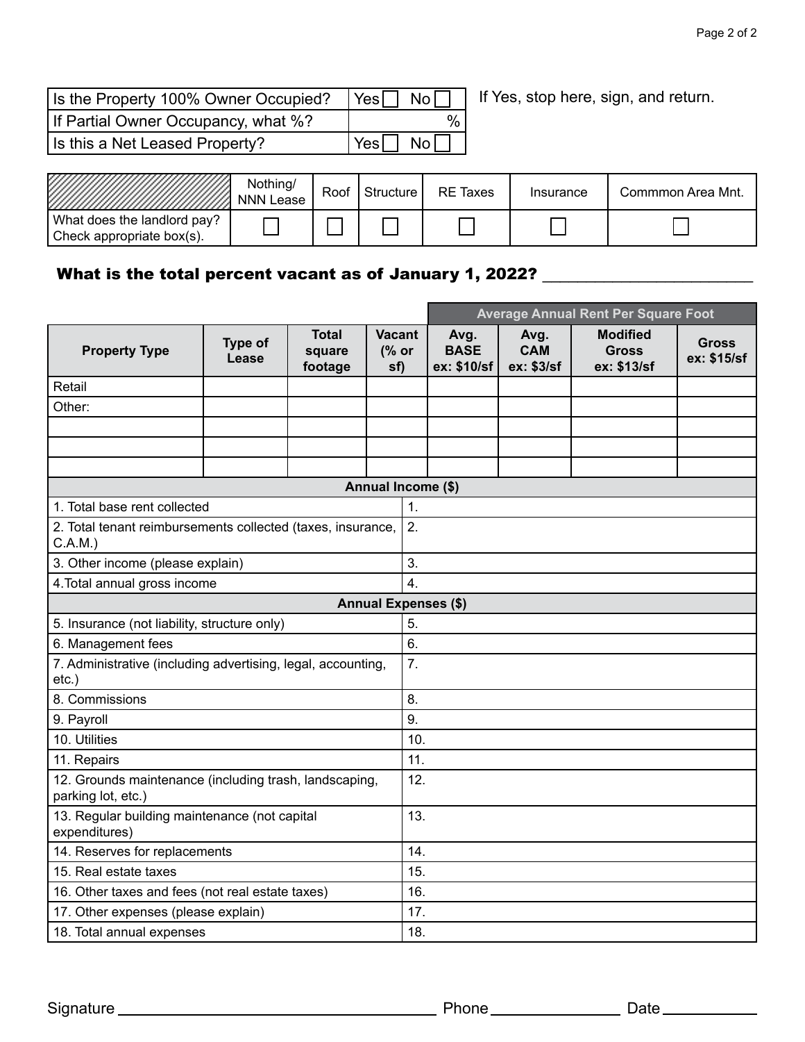| | | |
|---|---|---|
| Is the Property 100% Owner Occupied? | Yes ☐ No ☐ | If Yes, stop here, sign, and return. |
| If Partial Owner Occupancy, what %? | % | |
| Is this a Net Leased Property? | Yes ☐ No ☐ | |

| | Nothing/ NNN Lease | Roof | Structure | RE Taxes | Insurance | Commmon Area Mnt. |
|---|---|---|---|---|---|---|
| What does the landlord pay? Check appropriate box(s). | ☐ | ☐ | ☐ | ☐ | ☐ | ☐ |

**What is the total percent vacant as of January 1, 2022?** ______________________

| | | | | Average Annual Rent Per Square Foot | | | |
|---|---|---|---|---|---|---|---|
| **Property Type** | **Type of Lease** | **Total square footage** | **Vacant (% or sf)** | **Avg. BASE ex: $10/sf** | **Avg. CAM ex: $3/sf** | **Modified Gross ex: $13/sf** | **Gross ex: $15/sf** |
| Retail | | | | | | | |
| Other: | | | | | | | |
| | | | | | | | |
| | | | | | | | |
| | | | | | | | |

| | |
|---|---|
| **Annual Income ($)** | |
| 1. Total base rent collected | 1. |
| 2. Total tenant reimbursements collected (taxes, insurance, C.A.M.) | 2. |
| 3. Other income (please explain) | 3. |
| 4.Total annual gross income | 4. |
| **Annual Expenses ($)** | |
| 5. Insurance (not liability, structure only) | 5. |
| 6. Management fees | 6. |
| 7. Administrative (including advertising, legal, accounting, etc.) | 7. |
| 8. Commissions | 8. |
| 9. Payroll | 9. |
| 10. Utilities | 10. |
| 11. Repairs | 11. |
| 12. Grounds maintenance (including trash, landscaping, parking lot, etc.) | 12. |
| 13. Regular building maintenance (not capital expenditures) | 13. |
| 14. Reserves for replacements | 14. |
| 15. Real estate taxes | 15. |
| 16. Other taxes and fees (not real estate taxes) | 16. |
| 17. Other expenses (please explain) | 17. |
| 18. Total annual expenses | 18. |

Signature ______________________________ Phone ______________ Date __________